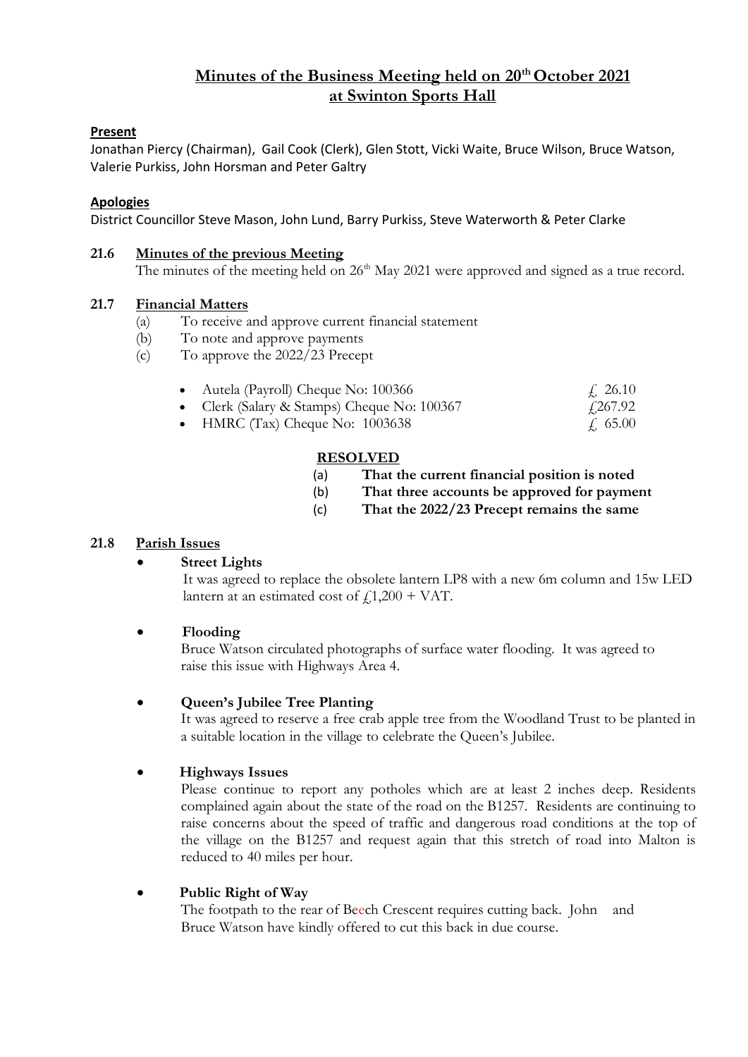# Minutes of the Business Meeting held on 20th October 2021 at Swinton Sports Hall

**Present**

Jonathan Piercy (Chairman), Gail Cook (Clerk), Glen Stott, Vicki Waite, Bruce Wilson, Bruce Watson, Valerie Purkiss, John Horsman and Peter Galtry

**Apologies**

District Councillor Steve Mason, John Lund, Barry Purkiss, Steve Waterworth & Peter Clarke

**21.6 Minutes of the previous Meeting**

The minutes of the meeting held on 26th May 2021 were approved and signed as a true record.

**21.7 Financial Matters**

(a) To receive and approve current financial statement
(b) To note and approve payments
(c) To approve the 2022/23 Precept

- Autela (Payroll) Cheque No: 100366 — £ 26.10
- Clerk (Salary & Stamps) Cheque No: 100367 — £267.92
- HMRC (Tax) Cheque No: 1003638 — £ 65.00

**RESOLVED**

(a) **That the current financial position is noted**
(b) **That three accounts be approved for payment**
(c) **That the 2022/23 Precept remains the same**

**21.8 Parish Issues**

- **Street Lights**

  It was agreed to replace the obsolete lantern LP8 with a new 6m column and 15w LED lantern at an estimated cost of £1,200 + VAT.

- **Flooding**

  Bruce Watson circulated photographs of surface water flooding. It was agreed to raise this issue with Highways Area 4.

- **Queen's Jubilee Tree Planting**

  It was agreed to reserve a free crab apple tree from the Woodland Trust to be planted in a suitable location in the village to celebrate the Queen's Jubilee.

- **Highways Issues**

  Please continue to report any potholes which are at least 2 inches deep. Residents complained again about the state of the road on the B1257. Residents are continuing to raise concerns about the speed of traffic and dangerous road conditions at the top of the village on the B1257 and request again that this stretch of road into Malton is reduced to 40 miles per hour.

- **Public Right of Way**

  The footpath to the rear of Beech Crescent requires cutting back. John and Bruce Watson have kindly offered to cut this back in due course.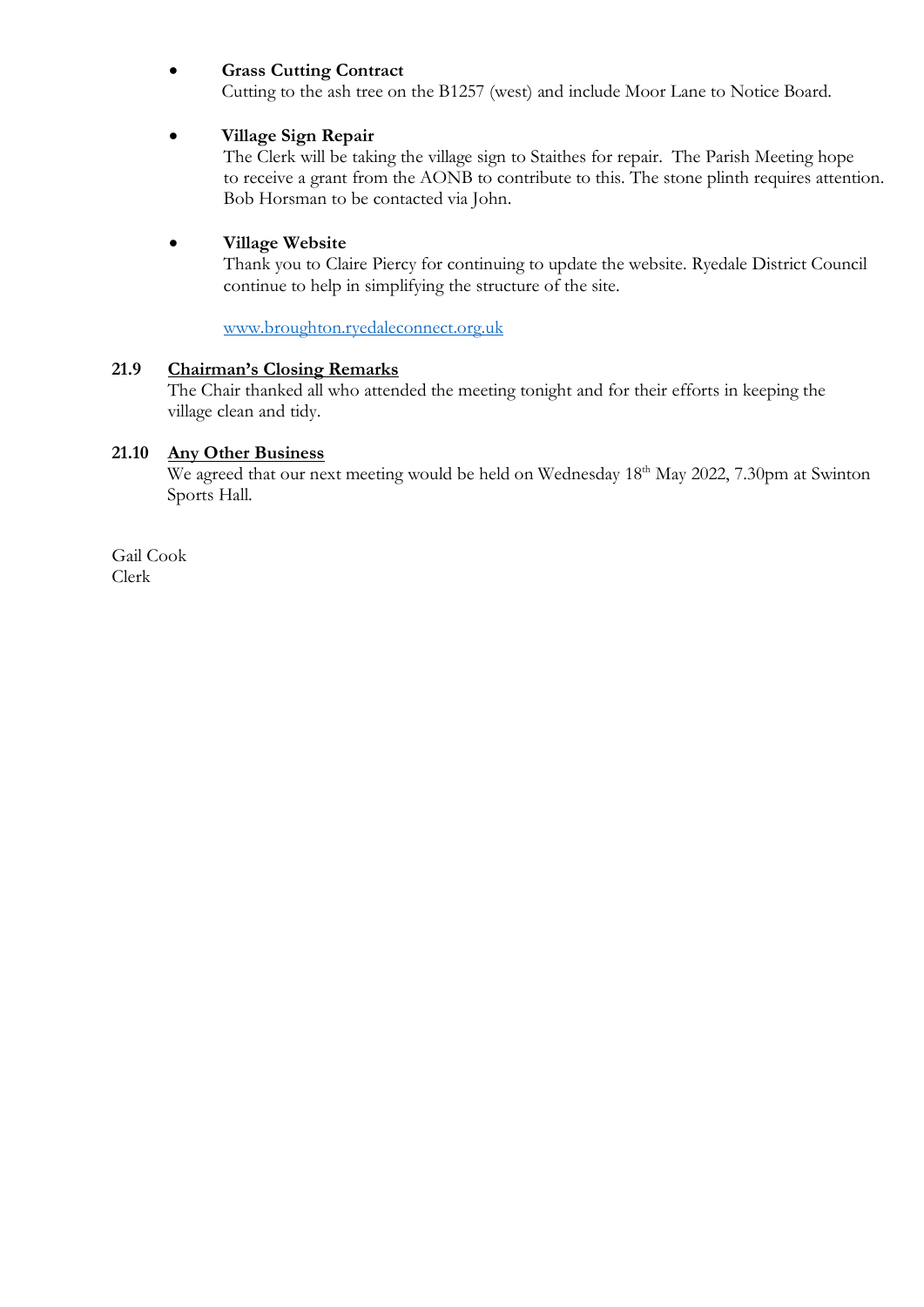- **Grass Cutting Contract**
  Cutting to the ash tree on the B1257 (west) and include Moor Lane to Notice Board.

- **Village Sign Repair**
  The Clerk will be taking the village sign to Staithes for repair. The Parish Meeting hope to receive a grant from the AONB to contribute to this. The stone plinth requires attention. Bob Horsman to be contacted via John.

- **Village Website**
  Thank you to Claire Piercy for continuing to update the website. Ryedale District Council continue to help in simplifying the structure of the site.

  www.broughton.ryedaleconnect.org.uk

**21.9 Chairman's Closing Remarks**

The Chair thanked all who attended the meeting tonight and for their efforts in keeping the village clean and tidy.

**21.10 Any Other Business**

We agreed that our next meeting would be held on Wednesday 18th May 2022, 7.30pm at Swinton Sports Hall.

Gail Cook
Clerk